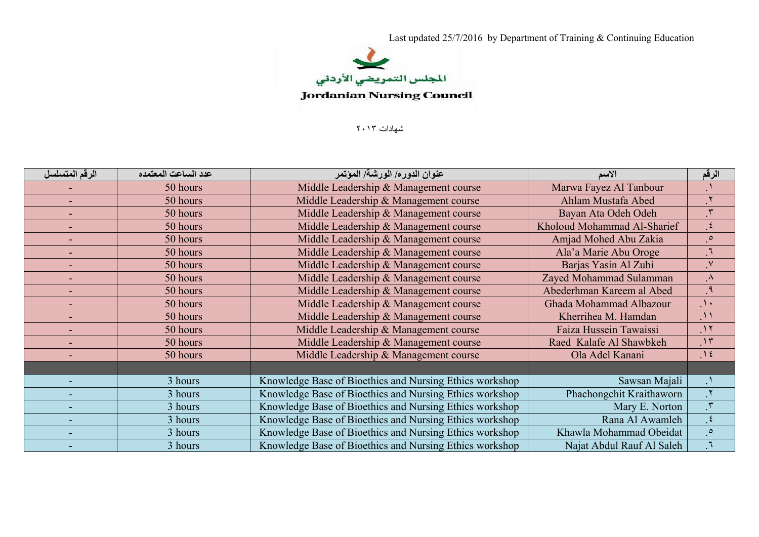Last updated 25/7/2016 by Department of Training & Continuing Education

المجلس التمريضي الأردني

**Jordanian Nursing Council**

شهادات ٢٠١٣

| الرقم المتسلسل | عدد الساعت المعتمده | عنوان الدوره/ الورشة/ المؤتمر | الاسم | الرقم |
|---|---|---|---|---|
| - | 50 hours | Middle Leadership & Management course | Marwa Fayez Al Tanbour | .١ |
| - | 50 hours | Middle Leadership & Management course | Ahlam Mustafa Abed | .٢ |
| - | 50 hours | Middle Leadership & Management course | Bayan Ata Odeh Odeh | .٣ |
| - | 50 hours | Middle Leadership & Management course | Kholoud Mohammad Al-Sharief | .٤ |
| - | 50 hours | Middle Leadership & Management course | Amjad Mohed Abu Zakia | .٥ |
| - | 50 hours | Middle Leadership & Management course | Ala'a Marie Abu Oroge | .٦ |
| - | 50 hours | Middle Leadership & Management course | Barjas Yasin Al Zubi | .٧ |
| - | 50 hours | Middle Leadership & Management course | Zayed Mohammad Sulamman | .٨ |
| - | 50 hours | Middle Leadership & Management course | Abederhman Kareem al Abed | .٩ |
| - | 50 hours | Middle Leadership & Management course | Ghada Mohammad Albazour | .١٠ |
| - | 50 hours | Middle Leadership & Management course | Kherrihea M. Hamdan | .١١ |
| - | 50 hours | Middle Leadership & Management course | Faiza Hussein Tawaissi | .١٢ |
| - | 50 hours | Middle Leadership & Management course | Raed Kalafe Al Shawbkeh | .١٣ |
| - | 50 hours | Middle Leadership & Management course | Ola Adel Kanani | .١٤ |
| | | | | |
| - | 3 hours | Knowledge Base of Bioethics and Nursing Ethics workshop | Sawsan Majali | .١ |
| - | 3 hours | Knowledge Base of Bioethics and Nursing Ethics workshop | Phachongchit Kraithaworn | .٢ |
| - | 3 hours | Knowledge Base of Bioethics and Nursing Ethics workshop | Mary E. Norton | .٣ |
| - | 3 hours | Knowledge Base of Bioethics and Nursing Ethics workshop | Rana Al Awamleh | .٤ |
| - | 3 hours | Knowledge Base of Bioethics and Nursing Ethics workshop | Khawla Mohammad Obeidat | .٥ |
| - | 3 hours | Knowledge Base of Bioethics and Nursing Ethics workshop | Najat Abdul Rauf Al Saleh | .٦ |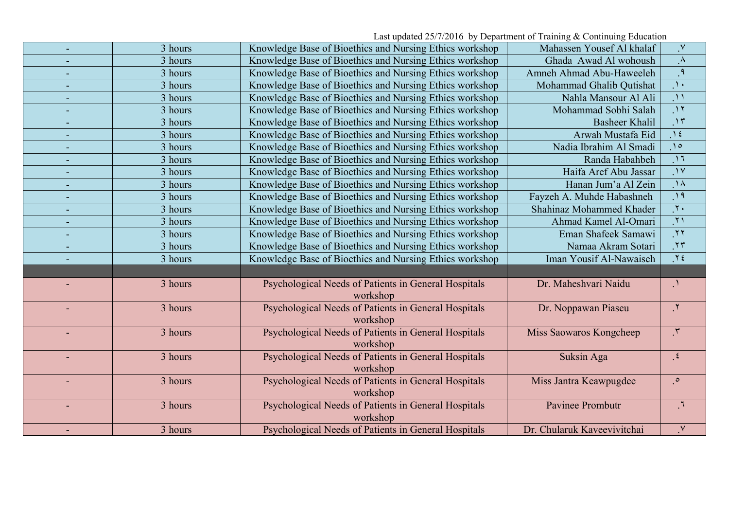Last updated 25/7/2016 by Department of Training & Continuing Education

| | | | | |
|---|---|---|---|---|
| - | 3 hours | Knowledge Base of Bioethics and Nursing Ethics workshop | Mahassen Yousef Al khalaf | .٧ |
| - | 3 hours | Knowledge Base of Bioethics and Nursing Ethics workshop | Ghada Awad Al wohoush | .٨ |
| - | 3 hours | Knowledge Base of Bioethics and Nursing Ethics workshop | Amneh Ahmad Abu-Haweeleh | .٩ |
| - | 3 hours | Knowledge Base of Bioethics and Nursing Ethics workshop | Mohammad Ghalib Qutishat | .١٠ |
| - | 3 hours | Knowledge Base of Bioethics and Nursing Ethics workshop | Nahla Mansour Al Ali | .١١ |
| - | 3 hours | Knowledge Base of Bioethics and Nursing Ethics workshop | Mohammad Sobhi Salah | .١٢ |
| - | 3 hours | Knowledge Base of Bioethics and Nursing Ethics workshop | Basheer Khalil | .١٣ |
| - | 3 hours | Knowledge Base of Bioethics and Nursing Ethics workshop | Arwah Mustafa Eid | .١٤ |
| - | 3 hours | Knowledge Base of Bioethics and Nursing Ethics workshop | Nadia Ibrahim Al Smadi | .١٥ |
| - | 3 hours | Knowledge Base of Bioethics and Nursing Ethics workshop | Randa Habahbeh | .١٦ |
| - | 3 hours | Knowledge Base of Bioethics and Nursing Ethics workshop | Haifa Aref Abu Jassar | .١٧ |
| - | 3 hours | Knowledge Base of Bioethics and Nursing Ethics workshop | Hanan Jum'a Al Zein | .١٨ |
| - | 3 hours | Knowledge Base of Bioethics and Nursing Ethics workshop | Fayzeh A. Muhde Habashneh | .١٩ |
| - | 3 hours | Knowledge Base of Bioethics and Nursing Ethics workshop | Shahinaz Mohammed Khader | .٢٠ |
| - | 3 hours | Knowledge Base of Bioethics and Nursing Ethics workshop | Ahmad Kamel Al-Omari | .٢١ |
| - | 3 hours | Knowledge Base of Bioethics and Nursing Ethics workshop | Eman Shafeek Samawi | .٢٢ |
| - | 3 hours | Knowledge Base of Bioethics and Nursing Ethics workshop | Namaa Akram Sotari | .٢٣ |
| - | 3 hours | Knowledge Base of Bioethics and Nursing Ethics workshop | Iman Yousif Al-Nawaiseh | .٢٤ |
| | | | | |
| - | 3 hours | Psychological Needs of Patients in General Hospitals workshop | Dr. Maheshvari Naidu | .١ |
| - | 3 hours | Psychological Needs of Patients in General Hospitals workshop | Dr. Noppawan Piaseu | .٢ |
| - | 3 hours | Psychological Needs of Patients in General Hospitals workshop | Miss Saowaros Kongcheep | .٣ |
| - | 3 hours | Psychological Needs of Patients in General Hospitals workshop | Suksin Aga | .٤ |
| - | 3 hours | Psychological Needs of Patients in General Hospitals workshop | Miss Jantra Keawpugdee | .٥ |
| - | 3 hours | Psychological Needs of Patients in General Hospitals workshop | Pavinee Prombutr | .٦ |
| - | 3 hours | Psychological Needs of Patients in General Hospitals | Dr. Chularuk Kaveevivitchai | .٧ |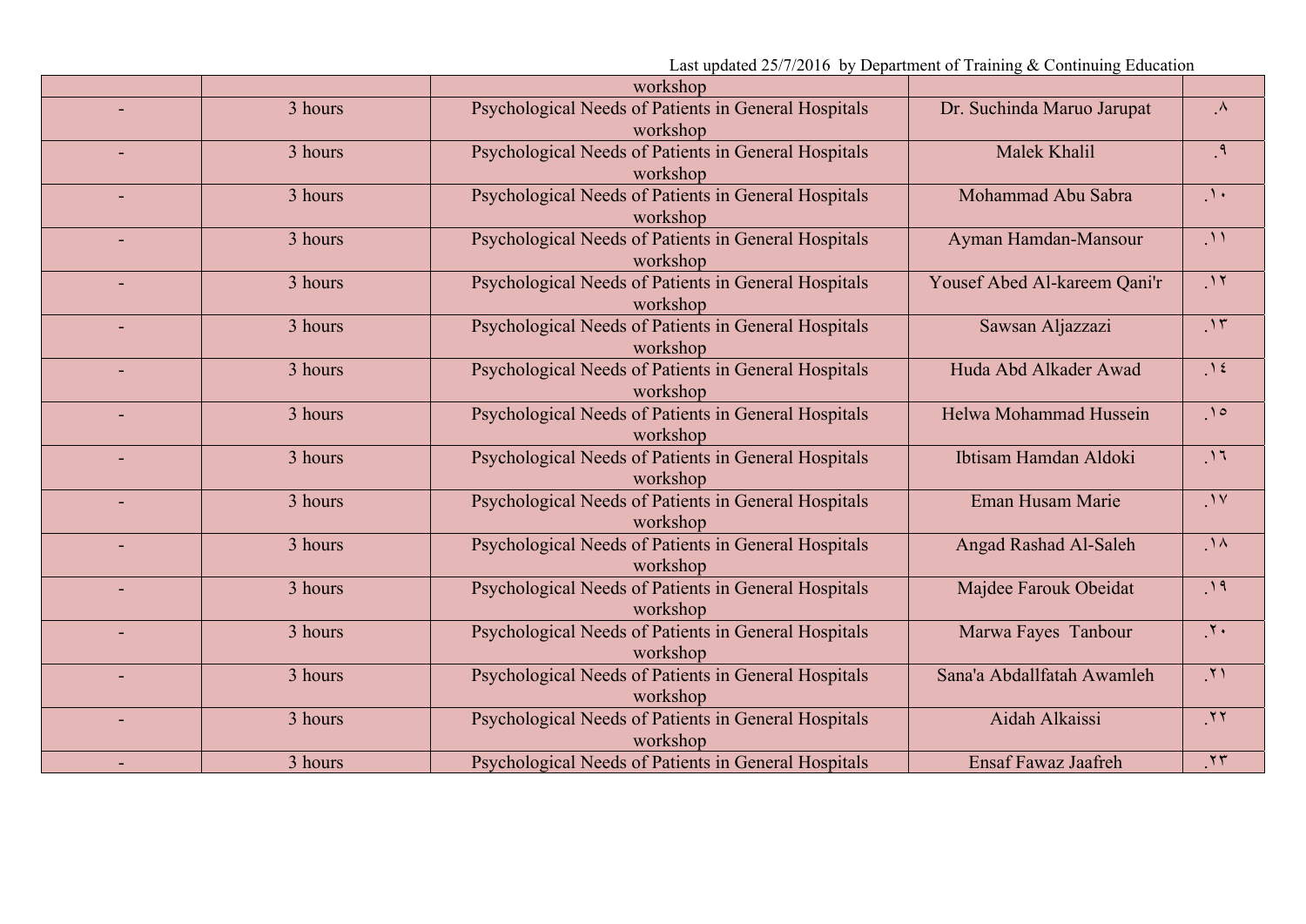| | | workshop | | |
|---|---|---|---|---|
| - | 3 hours | Psychological Needs of Patients in General Hospitals workshop | Dr. Suchinda Maruo Jarupat | .٨ |
| - | 3 hours | Psychological Needs of Patients in General Hospitals workshop | Malek Khalil | .٩ |
| - | 3 hours | Psychological Needs of Patients in General Hospitals workshop | Mohammad Abu Sabra | .١٠ |
| - | 3 hours | Psychological Needs of Patients in General Hospitals workshop | Ayman Hamdan-Mansour | .١١ |
| - | 3 hours | Psychological Needs of Patients in General Hospitals workshop | Yousef Abed Al-kareem Qani'r | .١٢ |
| - | 3 hours | Psychological Needs of Patients in General Hospitals workshop | Sawsan Aljazzazi | .١٣ |
| - | 3 hours | Psychological Needs of Patients in General Hospitals workshop | Huda Abd Alkader Awad | .١٤ |
| - | 3 hours | Psychological Needs of Patients in General Hospitals workshop | Helwa Mohammad Hussein | .١٥ |
| - | 3 hours | Psychological Needs of Patients in General Hospitals workshop | Ibtisam Hamdan Aldoki | .١٦ |
| - | 3 hours | Psychological Needs of Patients in General Hospitals workshop | Eman Husam Marie | .١٧ |
| - | 3 hours | Psychological Needs of Patients in General Hospitals workshop | Angad Rashad Al-Saleh | .١٨ |
| - | 3 hours | Psychological Needs of Patients in General Hospitals workshop | Majdee Farouk Obeidat | .١٩ |
| - | 3 hours | Psychological Needs of Patients in General Hospitals workshop | Marwa Fayes Tanbour | .٢٠ |
| - | 3 hours | Psychological Needs of Patients in General Hospitals workshop | Sana'a Abdallfatah Awamleh | .٢١ |
| - | 3 hours | Psychological Needs of Patients in General Hospitals workshop | Aidah Alkaissi | .٢٢ |
| - | 3 hours | Psychological Needs of Patients in General Hospitals | Ensaf Fawaz Jaafreh | .٢٣ |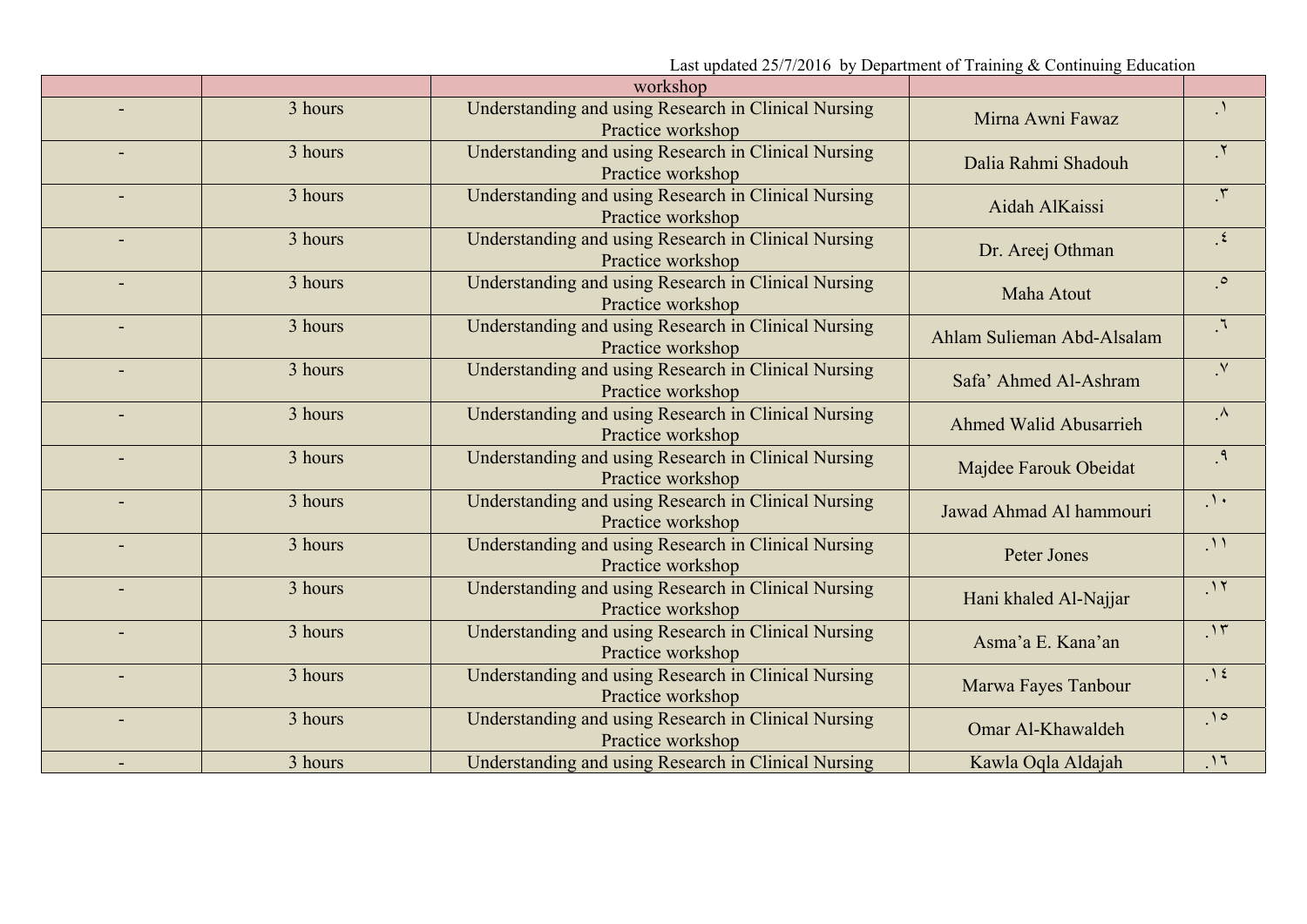Last updated 25/7/2016 by Department of Training & Continuing Education

| | | workshop | | |
|---|---|---|---|---|
| - | 3 hours | Understanding and using Research in Clinical Nursing Practice workshop | Mirna Awni Fawaz | .١ |
| - | 3 hours | Understanding and using Research in Clinical Nursing Practice workshop | Dalia Rahmi Shadouh | .٢ |
| - | 3 hours | Understanding and using Research in Clinical Nursing Practice workshop | Aidah AlKaissi | .٣ |
| - | 3 hours | Understanding and using Research in Clinical Nursing Practice workshop | Dr. Areej Othman | .٤ |
| - | 3 hours | Understanding and using Research in Clinical Nursing Practice workshop | Maha Atout | .٥ |
| - | 3 hours | Understanding and using Research in Clinical Nursing Practice workshop | Ahlam Sulieman Abd-Alsalam | .٦ |
| - | 3 hours | Understanding and using Research in Clinical Nursing Practice workshop | Safa' Ahmed Al-Ashram | .٧ |
| - | 3 hours | Understanding and using Research in Clinical Nursing Practice workshop | Ahmed Walid Abusarrieh | .٨ |
| - | 3 hours | Understanding and using Research in Clinical Nursing Practice workshop | Majdee Farouk Obeidat | .٩ |
| - | 3 hours | Understanding and using Research in Clinical Nursing Practice workshop | Jawad Ahmad Al hammouri | .١٠ |
| - | 3 hours | Understanding and using Research in Clinical Nursing Practice workshop | Peter Jones | .١١ |
| - | 3 hours | Understanding and using Research in Clinical Nursing Practice workshop | Hani khaled Al-Najjar | .١٢ |
| - | 3 hours | Understanding and using Research in Clinical Nursing Practice workshop | Asma'a E. Kana'an | .١٣ |
| - | 3 hours | Understanding and using Research in Clinical Nursing Practice workshop | Marwa Fayes Tanbour | .١٤ |
| - | 3 hours | Understanding and using Research in Clinical Nursing Practice workshop | Omar Al-Khawaldeh | .١٥ |
| - | 3 hours | Understanding and using Research in Clinical Nursing | Kawla Oqla Aldajah | .١٦ |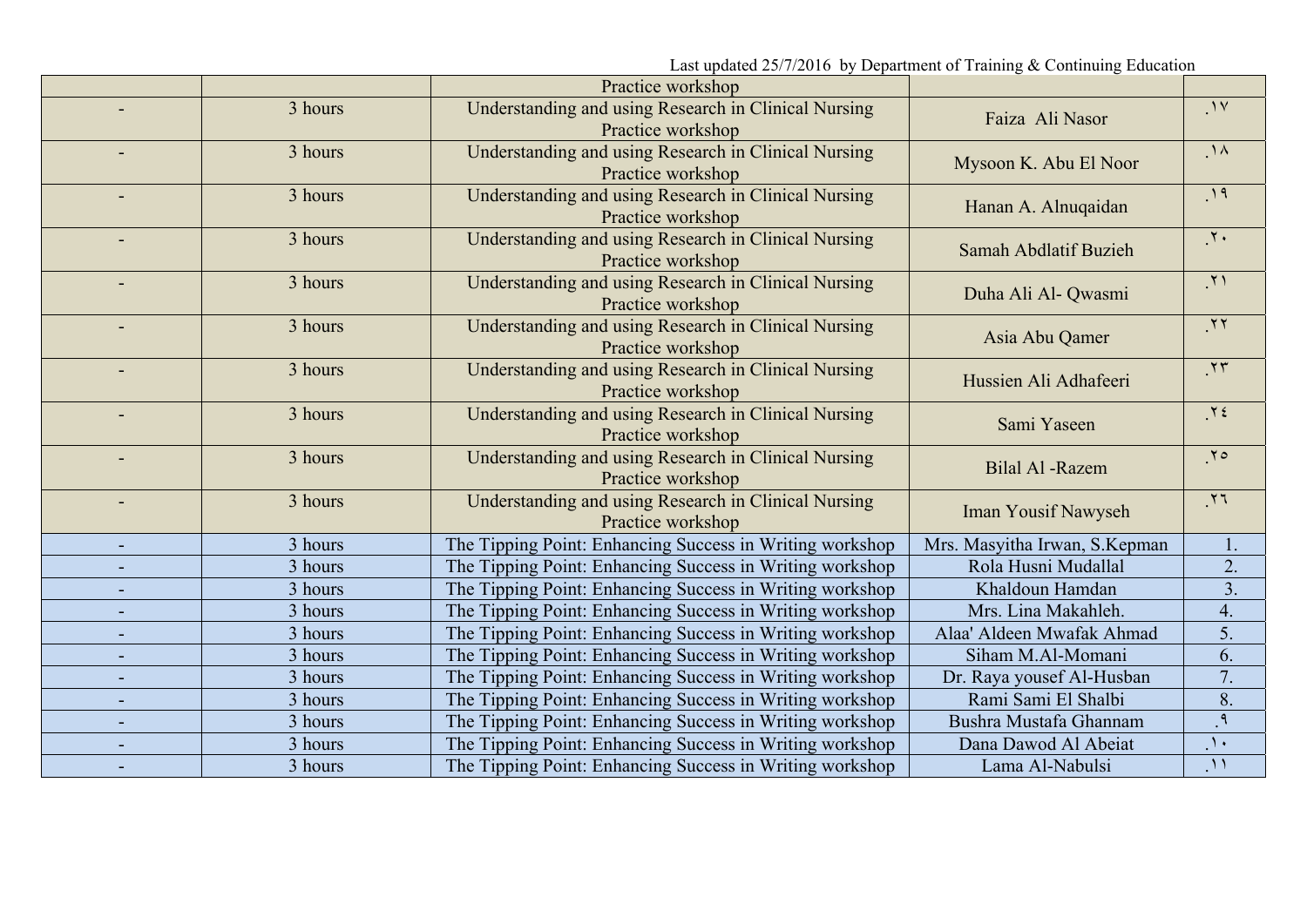Last updated 25/7/2016 by Department of Training & Continuing Education

| | | | | |
|---|---|---|---|---|
| | | Practice workshop | | |
| - | 3 hours | Understanding and using Research in Clinical Nursing Practice workshop | Faiza Ali Nasor | .١٧ |
| - | 3 hours | Understanding and using Research in Clinical Nursing Practice workshop | Mysoon K. Abu El Noor | .١٨ |
| - | 3 hours | Understanding and using Research in Clinical Nursing Practice workshop | Hanan A. Alnuqaidan | .١٩ |
| - | 3 hours | Understanding and using Research in Clinical Nursing Practice workshop | Samah Abdlatif Buzieh | .٢٠ |
| - | 3 hours | Understanding and using Research in Clinical Nursing Practice workshop | Duha Ali Al- Qwasmi | .٢١ |
| - | 3 hours | Understanding and using Research in Clinical Nursing Practice workshop | Asia Abu Qamer | .٢٢ |
| - | 3 hours | Understanding and using Research in Clinical Nursing Practice workshop | Hussien Ali Adhafeeri | .٢٣ |
| - | 3 hours | Understanding and using Research in Clinical Nursing Practice workshop | Sami Yaseen | .٢٤ |
| - | 3 hours | Understanding and using Research in Clinical Nursing Practice workshop | Bilal Al -Razem | .٢٥ |
| - | 3 hours | Understanding and using Research in Clinical Nursing Practice workshop | Iman Yousif Nawyseh | .٢٦ |
| - | 3 hours | The Tipping Point: Enhancing Success in Writing workshop | Mrs. Masyitha Irwan, S.Kepman | 1. |
| - | 3 hours | The Tipping Point: Enhancing Success in Writing workshop | Rola Husni Mudallal | 2. |
| - | 3 hours | The Tipping Point: Enhancing Success in Writing workshop | Khaldoun Hamdan | 3. |
| - | 3 hours | The Tipping Point: Enhancing Success in Writing workshop | Mrs. Lina Makahleh. | 4. |
| - | 3 hours | The Tipping Point: Enhancing Success in Writing workshop | Alaa' Aldeen Mwafak Ahmad | 5. |
| - | 3 hours | The Tipping Point: Enhancing Success in Writing workshop | Siham M.Al-Momani | 6. |
| - | 3 hours | The Tipping Point: Enhancing Success in Writing workshop | Dr. Raya yousef Al-Husban | 7. |
| - | 3 hours | The Tipping Point: Enhancing Success in Writing workshop | Rami Sami El Shalbi | 8. |
| - | 3 hours | The Tipping Point: Enhancing Success in Writing workshop | Bushra Mustafa Ghannam | .٩ |
| - | 3 hours | The Tipping Point: Enhancing Success in Writing workshop | Dana Dawod Al Abeiat | .١٠ |
| - | 3 hours | The Tipping Point: Enhancing Success in Writing workshop | Lama Al-Nabulsi | .١١ |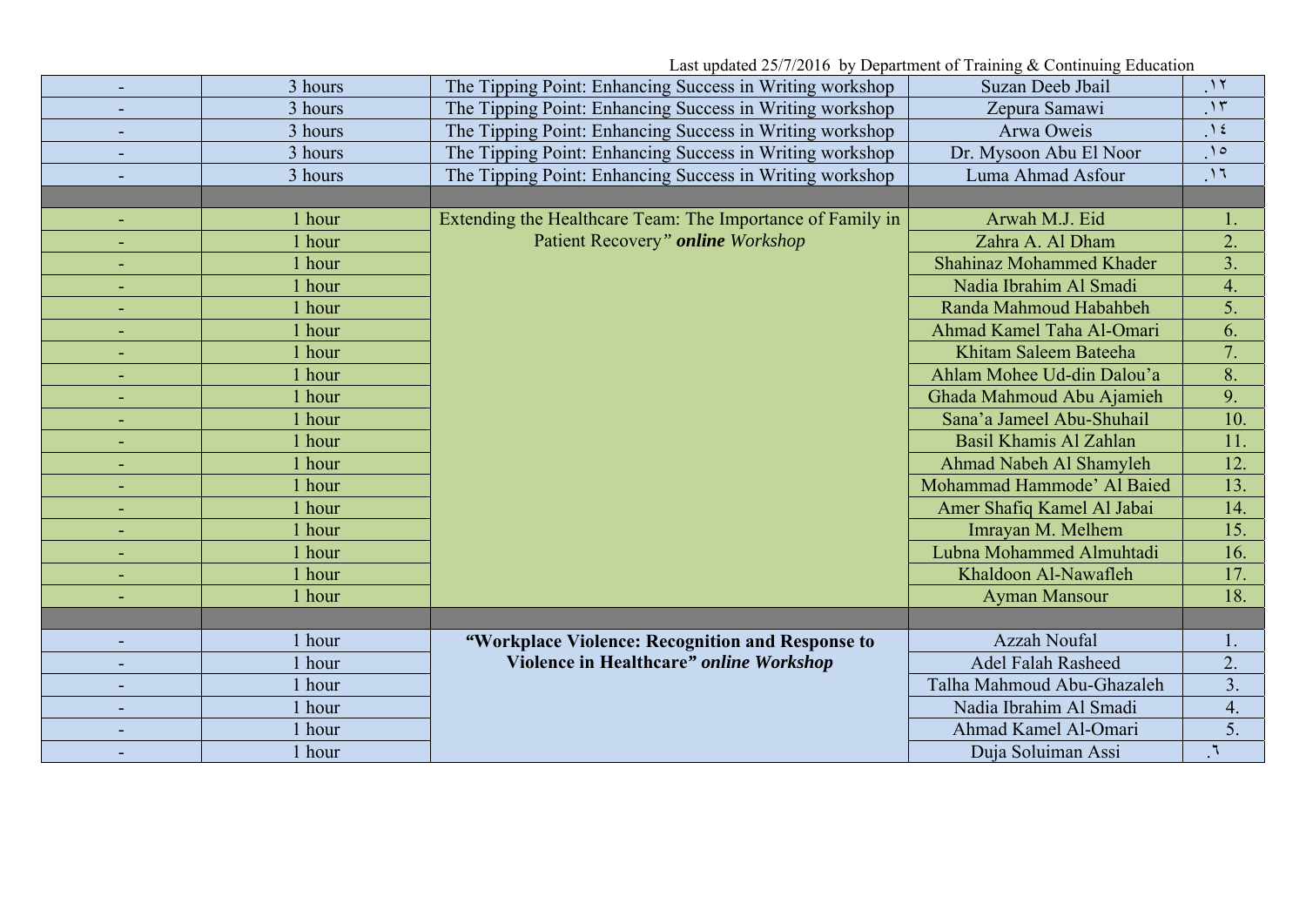Last updated 25/7/2016 by Department of Training & Continuing Education

| | | | | |
|---|---|---|---|---|
| - | 3 hours | The Tipping Point: Enhancing Success in Writing workshop | Suzan Deeb Jbail | .١٢ |
| - | 3 hours | The Tipping Point: Enhancing Success in Writing workshop | Zepura Samawi | .١٣ |
| - | 3 hours | The Tipping Point: Enhancing Success in Writing workshop | Arwa Oweis | .١٤ |
| - | 3 hours | The Tipping Point: Enhancing Success in Writing workshop | Dr. Mysoon Abu El Noor | .١٥ |
| - | 3 hours | The Tipping Point: Enhancing Success in Writing workshop | Luma Ahmad Asfour | .١٦ |
| | | | | |
| - | 1 hour | Extending the Healthcare Team: The Importance of Family in Patient Recovery" ***online*** *Workshop* | Arwah M.J. Eid | 1. |
| - | 1 hour | | Zahra A. Al Dham | 2. |
| - | 1 hour | | Shahinaz Mohammed Khader | 3. |
| - | 1 hour | | Nadia Ibrahim Al Smadi | 4. |
| - | 1 hour | | Randa Mahmoud Habahbeh | 5. |
| - | 1 hour | | Ahmad Kamel Taha Al-Omari | 6. |
| - | 1 hour | | Khitam Saleem Bateeha | 7. |
| - | 1 hour | | Ahlam Mohee Ud-din Dalou'a | 8. |
| - | 1 hour | | Ghada Mahmoud Abu Ajamieh | 9. |
| - | 1 hour | | Sana'a Jameel Abu-Shuhail | 10. |
| - | 1 hour | | Basil Khamis Al Zahlan | 11. |
| - | 1 hour | | Ahmad Nabeh Al Shamyleh | 12. |
| - | 1 hour | | Mohammad Hammode' Al Baied | 13. |
| - | 1 hour | | Amer Shafiq Kamel Al Jabai | 14. |
| - | 1 hour | | Imrayan M. Melhem | 15. |
| - | 1 hour | | Lubna Mohammed Almuhtadi | 16. |
| - | 1 hour | | Khaldoon Al-Nawafleh | 17. |
| - | 1 hour | | Ayman Mansour | 18. |
| | | | | |
| - | 1 hour | **"Workplace Violence: Recognition and Response to Violence in Healthcare"** ***online Workshop*** | Azzah Noufal | 1. |
| - | 1 hour | | Adel Falah Rasheed | 2. |
| - | 1 hour | | Talha Mahmoud Abu-Ghazaleh | 3. |
| - | 1 hour | | Nadia Ibrahim Al Smadi | 4. |
| - | 1 hour | | Ahmad Kamel Al-Omari | 5. |
| - | 1 hour | | Duja Soluiman Assi | .٦ |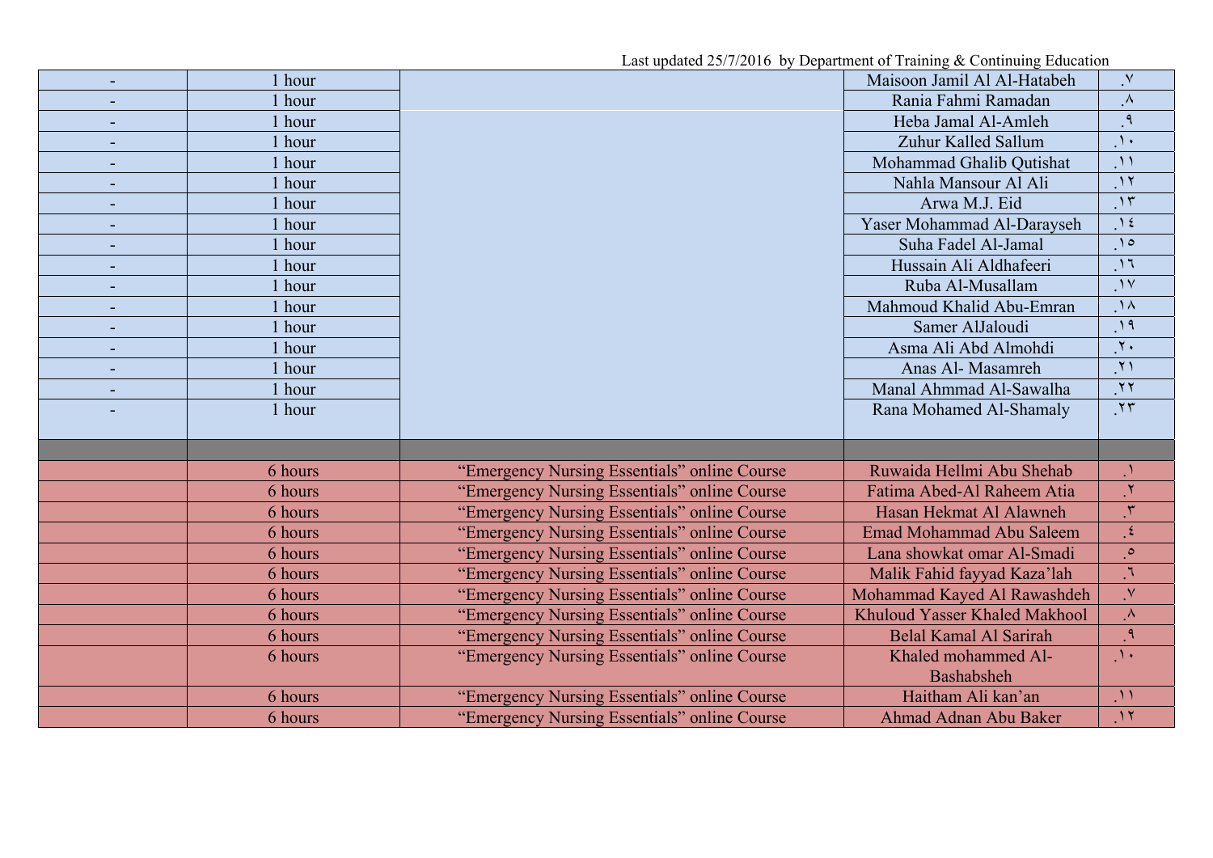Last updated 25/7/2016 by Department of Training & Continuing Education

| | | | | |
|---|---|---|---|---|
| - | 1 hour | | Maisoon Jamil Al Al-Hatabeh | .٧ |
| - | 1 hour | | Rania Fahmi Ramadan | .٨ |
| - | 1 hour | | Heba Jamal Al-Amleh | .٩ |
| - | 1 hour | | Zuhur Kalled Sallum | .١٠ |
| - | 1 hour | | Mohammad Ghalib Qutishat | .١١ |
| - | 1 hour | | Nahla Mansour Al Ali | .١٢ |
| - | 1 hour | | Arwa M.J. Eid | .١٣ |
| - | 1 hour | | Yaser Mohammad Al-Darayseh | .١٤ |
| - | 1 hour | | Suha Fadel Al-Jamal | .١٥ |
| - | 1 hour | | Hussain Ali Aldhafeeri | .١٦ |
| - | 1 hour | | Ruba Al-Musallam | .١٧ |
| - | 1 hour | | Mahmoud Khalid Abu-Emran | .١٨ |
| - | 1 hour | | Samer AlJaloudi | .١٩ |
| - | 1 hour | | Asma Ali Abd Almohdi | .٢٠ |
| - | 1 hour | | Anas Al- Masamreh | .٢١ |
| - | 1 hour | | Manal Ahmmad Al-Sawalha | .٢٢ |
| - | 1 hour | | Rana Mohamed Al-Shamaly | .٢٣ |
| | | | | |
| | 6 hours | “Emergency Nursing Essentials” online Course | Ruwaida Hellmi Abu Shehab | .١ |
| | 6 hours | “Emergency Nursing Essentials” online Course | Fatima Abed-Al Raheem Atia | .٢ |
| | 6 hours | “Emergency Nursing Essentials” online Course | Hasan Hekmat Al Alawneh | .٣ |
| | 6 hours | “Emergency Nursing Essentials” online Course | Emad Mohammad Abu Saleem | .٤ |
| | 6 hours | “Emergency Nursing Essentials” online Course | Lana showkat omar Al-Smadi | .٥ |
| | 6 hours | “Emergency Nursing Essentials” online Course | Malik Fahid fayyad Kaza’lah | .٦ |
| | 6 hours | “Emergency Nursing Essentials” online Course | Mohammad Kayed Al Rawashdeh | .٧ |
| | 6 hours | “Emergency Nursing Essentials” online Course | Khuloud Yasser Khaled Makhool | .٨ |
| | 6 hours | “Emergency Nursing Essentials” online Course | Belal Kamal Al Sarirah | .٩ |
| | 6 hours | “Emergency Nursing Essentials” online Course | Khaled mohammed Al-Bashabsheh | .١٠ |
| | 6 hours | “Emergency Nursing Essentials” online Course | Haitham Ali kan’an | .١١ |
| | 6 hours | “Emergency Nursing Essentials” online Course | Ahmad Adnan Abu Baker | .١٢ |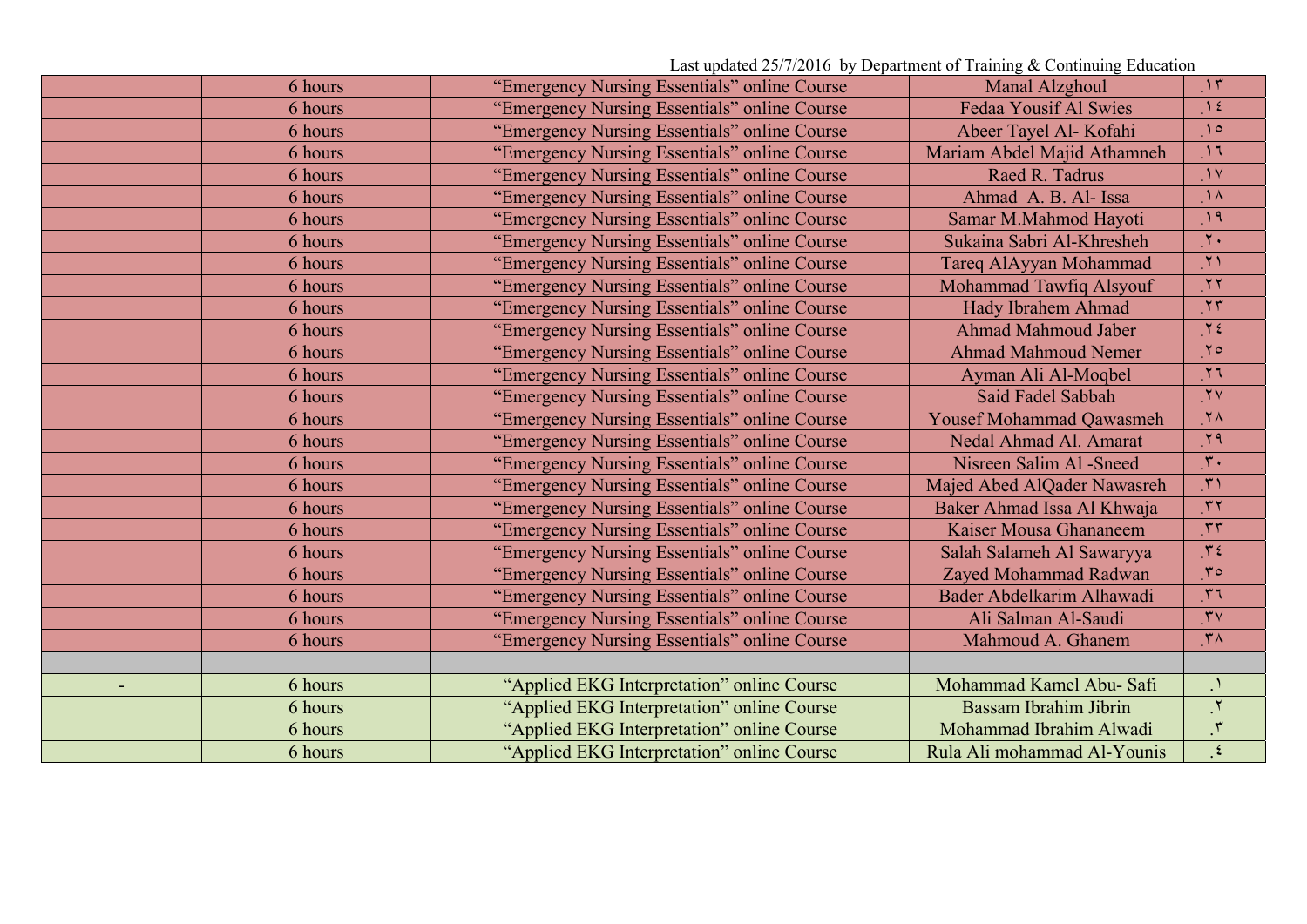Last updated 25/7/2016 by Department of Training & Continuing Education

| | | | | |
|---|---|---|---|---|
| | 6 hours | "Emergency Nursing Essentials" online Course | Manal Alzghoul | .١٣ |
| | 6 hours | "Emergency Nursing Essentials" online Course | Fedaa Yousif Al Swies | .١٤ |
| | 6 hours | "Emergency Nursing Essentials" online Course | Abeer Tayel Al- Kofahi | .١٥ |
| | 6 hours | "Emergency Nursing Essentials" online Course | Mariam Abdel Majid Athamneh | .١٦ |
| | 6 hours | "Emergency Nursing Essentials" online Course | Raed R. Tadrus | .١٧ |
| | 6 hours | "Emergency Nursing Essentials" online Course | Ahmad A. B. Al- Issa | .١٨ |
| | 6 hours | "Emergency Nursing Essentials" online Course | Samar M.Mahmod Hayoti | .١٩ |
| | 6 hours | "Emergency Nursing Essentials" online Course | Sukaina Sabri Al-Khresheh | .٢٠ |
| | 6 hours | "Emergency Nursing Essentials" online Course | Tareq AlAyyan Mohammad | .٢١ |
| | 6 hours | "Emergency Nursing Essentials" online Course | Mohammad Tawfiq Alsyouf | .٢٢ |
| | 6 hours | "Emergency Nursing Essentials" online Course | Hady Ibrahem Ahmad | .٢٣ |
| | 6 hours | "Emergency Nursing Essentials" online Course | Ahmad Mahmoud Jaber | .٢٤ |
| | 6 hours | "Emergency Nursing Essentials" online Course | Ahmad Mahmoud Nemer | .٢٥ |
| | 6 hours | "Emergency Nursing Essentials" online Course | Ayman Ali Al-Moqbel | .٢٦ |
| | 6 hours | "Emergency Nursing Essentials" online Course | Said Fadel Sabbah | .٢٧ |
| | 6 hours | "Emergency Nursing Essentials" online Course | Yousef Mohammad Qawasmeh | .٢٨ |
| | 6 hours | "Emergency Nursing Essentials" online Course | Nedal Ahmad Al. Amarat | .٢٩ |
| | 6 hours | "Emergency Nursing Essentials" online Course | Nisreen Salim Al -Sneed | .٣٠ |
| | 6 hours | "Emergency Nursing Essentials" online Course | Majed Abed AlQader Nawasreh | .٣١ |
| | 6 hours | "Emergency Nursing Essentials" online Course | Baker Ahmad Issa Al Khwaja | .٣٢ |
| | 6 hours | "Emergency Nursing Essentials" online Course | Kaiser Mousa Ghananeem | .٣٣ |
| | 6 hours | "Emergency Nursing Essentials" online Course | Salah Salameh Al Sawaryya | .٣٤ |
| | 6 hours | "Emergency Nursing Essentials" online Course | Zayed Mohammad Radwan | .٣٥ |
| | 6 hours | "Emergency Nursing Essentials" online Course | Bader Abdelkarim Alhawadi | .٣٦ |
| | 6 hours | "Emergency Nursing Essentials" online Course | Ali Salman Al-Saudi | .٣٧ |
| | 6 hours | "Emergency Nursing Essentials" online Course | Mahmoud A. Ghanem | .٣٨ |
| | | | | |
| - | 6 hours | "Applied EKG Interpretation" online Course | Mohammad Kamel Abu- Safi | .١ |
| | 6 hours | "Applied EKG Interpretation" online Course | Bassam Ibrahim Jibrin | .٢ |
| | 6 hours | "Applied EKG Interpretation" online Course | Mohammad Ibrahim Alwadi | .٣ |
| | 6 hours | "Applied EKG Interpretation" online Course | Rula Ali mohammad Al-Younis | .٤ |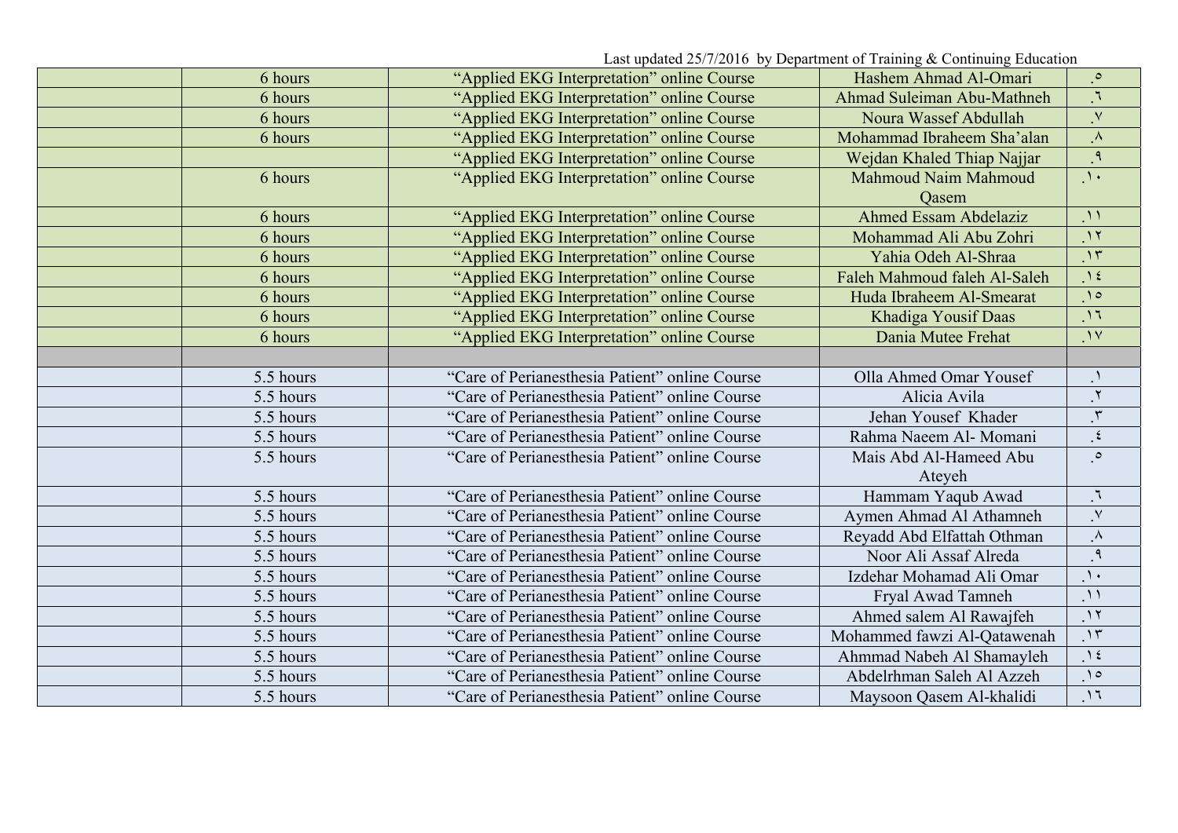Last updated 25/7/2016 by Department of Training & Continuing Education

| | | | | |
|---|---|---|---|---|
| | 6 hours | "Applied EKG Interpretation" online Course | Hashem Ahmad Al-Omari | .٥ |
| | 6 hours | "Applied EKG Interpretation" online Course | Ahmad Suleiman Abu-Mathneh | .٦ |
| | 6 hours | "Applied EKG Interpretation" online Course | Noura Wassef Abdullah | .٧ |
| | 6 hours | "Applied EKG Interpretation" online Course | Mohammad Ibraheem Sha'alan | .٨ |
| | | "Applied EKG Interpretation" online Course | Wejdan Khaled Thiap Najjar | .٩ |
| | 6 hours | "Applied EKG Interpretation" online Course | Mahmoud Naim Mahmoud Qasem | .١٠ |
| | 6 hours | "Applied EKG Interpretation" online Course | Ahmed Essam Abdelaziz | .١١ |
| | 6 hours | "Applied EKG Interpretation" online Course | Mohammad Ali Abu Zohri | .١٢ |
| | 6 hours | "Applied EKG Interpretation" online Course | Yahia Odeh Al-Shraa | .١٣ |
| | 6 hours | "Applied EKG Interpretation" online Course | Faleh Mahmoud faleh Al-Saleh | .١٤ |
| | 6 hours | "Applied EKG Interpretation" online Course | Huda Ibraheem Al-Smearat | .١٥ |
| | 6 hours | "Applied EKG Interpretation" online Course | Khadiga Yousif Daas | .١٦ |
| | 6 hours | "Applied EKG Interpretation" online Course | Dania Mutee Frehat | .١٧ |
| | | | | |
| | 5.5 hours | "Care of Perianesthesia Patient" online Course | Olla Ahmed Omar Yousef | .١ |
| | 5.5 hours | "Care of Perianesthesia Patient" online Course | Alicia Avila | .٢ |
| | 5.5 hours | "Care of Perianesthesia Patient" online Course | Jehan Yousef Khader | .٣ |
| | 5.5 hours | "Care of Perianesthesia Patient" online Course | Rahma Naeem Al- Momani | .٤ |
| | 5.5 hours | "Care of Perianesthesia Patient" online Course | Mais Abd Al-Hameed Abu Ateyeh | .٥ |
| | 5.5 hours | "Care of Perianesthesia Patient" online Course | Hammam Yaqub Awad | .٦ |
| | 5.5 hours | "Care of Perianesthesia Patient" online Course | Aymen Ahmad Al Athamneh | .٧ |
| | 5.5 hours | "Care of Perianesthesia Patient" online Course | Reyadd Abd Elfattah Othman | .٨ |
| | 5.5 hours | "Care of Perianesthesia Patient" online Course | Noor Ali Assaf Alreda | .٩ |
| | 5.5 hours | "Care of Perianesthesia Patient" online Course | Izdehar Mohamad Ali Omar | .١٠ |
| | 5.5 hours | "Care of Perianesthesia Patient" online Course | Fryal Awad Tamneh | .١١ |
| | 5.5 hours | "Care of Perianesthesia Patient" online Course | Ahmed salem Al Rawajfeh | .١٢ |
| | 5.5 hours | "Care of Perianesthesia Patient" online Course | Mohammed fawzi Al-Qatawenah | .١٣ |
| | 5.5 hours | "Care of Perianesthesia Patient" online Course | Ahmmad Nabeh Al Shamayleh | .١٤ |
| | 5.5 hours | "Care of Perianesthesia Patient" online Course | Abdelrhman Saleh Al Azzeh | .١٥ |
| | 5.5 hours | "Care of Perianesthesia Patient" online Course | Maysoon Qasem Al-khalidi | .١٦ |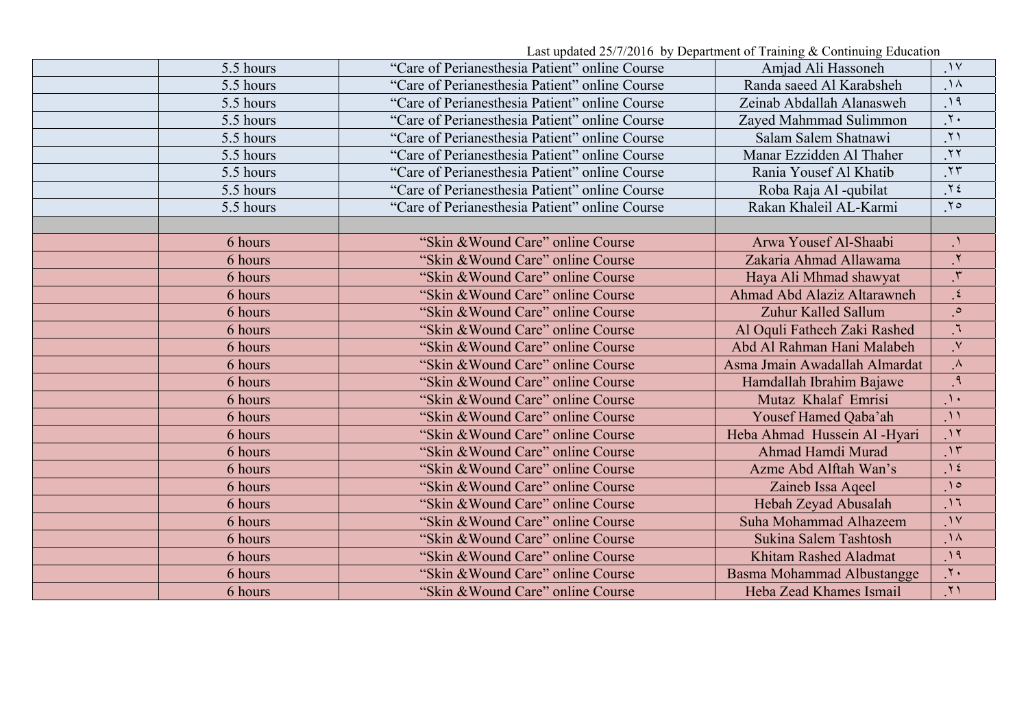Last updated 25/7/2016 by Department of Training & Continuing Education

| | | | | |
|---|---|---|---|---|
| | 5.5 hours | "Care of Perianesthesia Patient" online Course | Amjad Ali Hassoneh | .١٧ |
| | 5.5 hours | "Care of Perianesthesia Patient" online Course | Randa saeed Al Karabsheh | .١٨ |
| | 5.5 hours | "Care of Perianesthesia Patient" online Course | Zeinab Abdallah Alanasweh | .١٩ |
| | 5.5 hours | "Care of Perianesthesia Patient" online Course | Zayed Mahmmad Sulimmon | .٢٠ |
| | 5.5 hours | "Care of Perianesthesia Patient" online Course | Salam Salem Shatnawi | .٢١ |
| | 5.5 hours | "Care of Perianesthesia Patient" online Course | Manar Ezzidden Al Thaher | .٢٢ |
| | 5.5 hours | "Care of Perianesthesia Patient" online Course | Rania Yousef Al Khatib | .٢٣ |
| | 5.5 hours | "Care of Perianesthesia Patient" online Course | Roba Raja Al -qubilat | .٢٤ |
| | 5.5 hours | "Care of Perianesthesia Patient" online Course | Rakan Khaleil AL-Karmi | .٢٥ |
| | | | | |
| | 6 hours | "Skin &Wound Care" online Course | Arwa Yousef Al-Shaabi | .١ |
| | 6 hours | "Skin &Wound Care" online Course | Zakaria Ahmad Allawama | .٢ |
| | 6 hours | "Skin &Wound Care" online Course | Haya Ali Mhmad shawyat | .٣ |
| | 6 hours | "Skin &Wound Care" online Course | Ahmad Abd Alaziz Altarawneh | .٤ |
| | 6 hours | "Skin &Wound Care" online Course | Zuhur Kalled Sallum | .٥ |
| | 6 hours | "Skin &Wound Care" online Course | Al Oquli Fatheeh Zaki Rashed | .٦ |
| | 6 hours | "Skin &Wound Care" online Course | Abd Al Rahman Hani Malabeh | .٧ |
| | 6 hours | "Skin &Wound Care" online Course | Asma Jmain Awadallah Almardat | .٨ |
| | 6 hours | "Skin &Wound Care" online Course | Hamdallah Ibrahim Bajawe | .٩ |
| | 6 hours | "Skin &Wound Care" online Course | Mutaz Khalaf Emrisi | .١٠ |
| | 6 hours | "Skin &Wound Care" online Course | Yousef Hamed Qaba'ah | .١١ |
| | 6 hours | "Skin &Wound Care" online Course | Heba Ahmad Hussein Al -Hyari | .١٢ |
| | 6 hours | "Skin &Wound Care" online Course | Ahmad Hamdi Murad | .١٣ |
| | 6 hours | "Skin &Wound Care" online Course | Azme Abd Alftah Wan's | .١٤ |
| | 6 hours | "Skin &Wound Care" online Course | Zaineb Issa Aqeel | .١٥ |
| | 6 hours | "Skin &Wound Care" online Course | Hebah Zeyad Abusalah | .١٦ |
| | 6 hours | "Skin &Wound Care" online Course | Suha Mohammad Alhazeem | .١٧ |
| | 6 hours | "Skin &Wound Care" online Course | Sukina Salem Tashtosh | .١٨ |
| | 6 hours | "Skin &Wound Care" online Course | Khitam Rashed Aladmat | .١٩ |
| | 6 hours | "Skin &Wound Care" online Course | Basma Mohammad Albustangge | .٢٠ |
| | 6 hours | "Skin &Wound Care" online Course | Heba Zead Khames Ismail | .٢١ |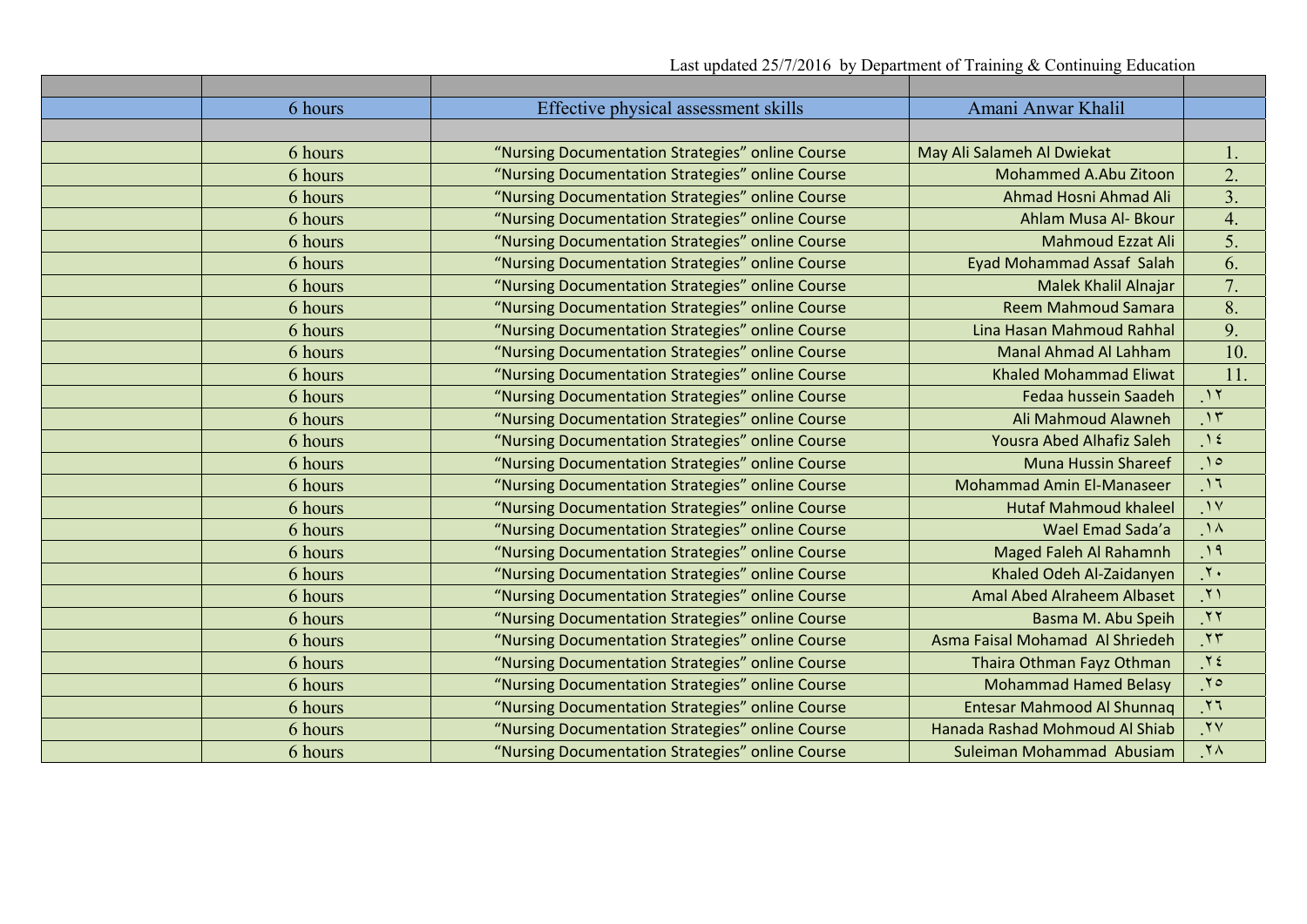Last updated 25/7/2016 by Department of Training & Continuing Education

| | | | | |
|---|---|---|---|---|
| | | | | |
| | 6 hours | Effective physical assessment skills | Amani Anwar Khalil | |
| | | | | |
| | 6 hours | "Nursing Documentation Strategies" online Course | May Ali Salameh Al Dwiekat | 1. |
| | 6 hours | "Nursing Documentation Strategies" online Course | Mohammed A.Abu Zitoon | 2. |
| | 6 hours | "Nursing Documentation Strategies" online Course | Ahmad Hosni Ahmad Ali | 3. |
| | 6 hours | "Nursing Documentation Strategies" online Course | Ahlam Musa Al- Bkour | 4. |
| | 6 hours | "Nursing Documentation Strategies" online Course | Mahmoud Ezzat Ali | 5. |
| | 6 hours | "Nursing Documentation Strategies" online Course | Eyad Mohammad Assaf Salah | 6. |
| | 6 hours | "Nursing Documentation Strategies" online Course | Malek Khalil Alnajar | 7. |
| | 6 hours | "Nursing Documentation Strategies" online Course | Reem Mahmoud Samara | 8. |
| | 6 hours | "Nursing Documentation Strategies" online Course | Lina Hasan Mahmoud Rahhal | 9. |
| | 6 hours | "Nursing Documentation Strategies" online Course | Manal Ahmad Al Lahham | 10. |
| | 6 hours | "Nursing Documentation Strategies" online Course | Khaled Mohammad Eliwat | 11. |
| | 6 hours | "Nursing Documentation Strategies" online Course | Fedaa hussein Saadeh | .١٢ |
| | 6 hours | "Nursing Documentation Strategies" online Course | Ali Mahmoud Alawneh | .١٣ |
| | 6 hours | "Nursing Documentation Strategies" online Course | Yousra Abed Alhafiz Saleh | .١٤ |
| | 6 hours | "Nursing Documentation Strategies" online Course | Muna Hussin Shareef | .١٥ |
| | 6 hours | "Nursing Documentation Strategies" online Course | Mohammad Amin El-Manaseer | .١٦ |
| | 6 hours | "Nursing Documentation Strategies" online Course | Hutaf Mahmoud khaleel | .١٧ |
| | 6 hours | "Nursing Documentation Strategies" online Course | Wael Emad Sada'a | .١٨ |
| | 6 hours | "Nursing Documentation Strategies" online Course | Maged Faleh Al Rahamnh | .١٩ |
| | 6 hours | "Nursing Documentation Strategies" online Course | Khaled Odeh Al-Zaidanyen | .٢٠ |
| | 6 hours | "Nursing Documentation Strategies" online Course | Amal Abed Alraheem Albaset | .٢١ |
| | 6 hours | "Nursing Documentation Strategies" online Course | Basma M. Abu Speih | .٢٢ |
| | 6 hours | "Nursing Documentation Strategies" online Course | Asma Faisal Mohamad Al Shriedeh | .٢٣ |
| | 6 hours | "Nursing Documentation Strategies" online Course | Thaira Othman Fayz Othman | .٢٤ |
| | 6 hours | "Nursing Documentation Strategies" online Course | Mohammad Hamed Belasy | .٢٥ |
| | 6 hours | "Nursing Documentation Strategies" online Course | Entesar Mahmood Al Shunnaq | .٢٦ |
| | 6 hours | "Nursing Documentation Strategies" online Course | Hanada Rashad Mohmoud Al Shiab | .٢٧ |
| | 6 hours | "Nursing Documentation Strategies" online Course | Suleiman Mohammad Abusiam | .٢٨ |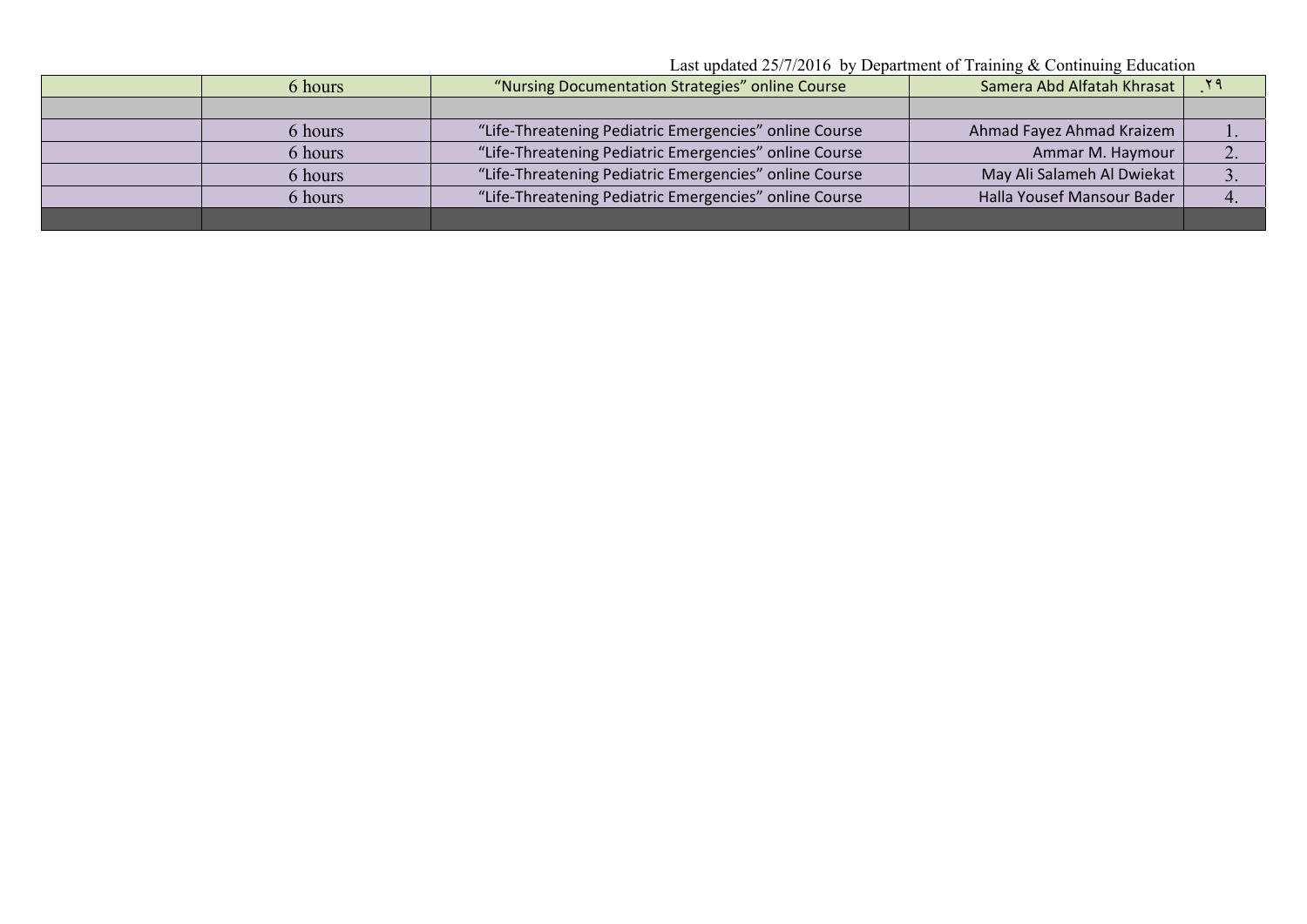Last updated 25/7/2016 by Department of Training & Continuing Education

| | | | | |
|---|---|---|---|---|
| | 6 hours | "Nursing Documentation Strategies" online Course | Samera Abd Alfatah Khrasat | .٢٩ |
| | | | | |
| | 6 hours | "Life-Threatening Pediatric Emergencies" online Course | Ahmad Fayez Ahmad Kraizem | 1. |
| | 6 hours | "Life-Threatening Pediatric Emergencies" online Course | Ammar M. Haymour | 2. |
| | 6 hours | "Life-Threatening Pediatric Emergencies" online Course | May Ali Salameh Al Dwiekat | 3. |
| | 6 hours | "Life-Threatening Pediatric Emergencies" online Course | Halla Yousef Mansour Bader | 4. |
| | | | | |